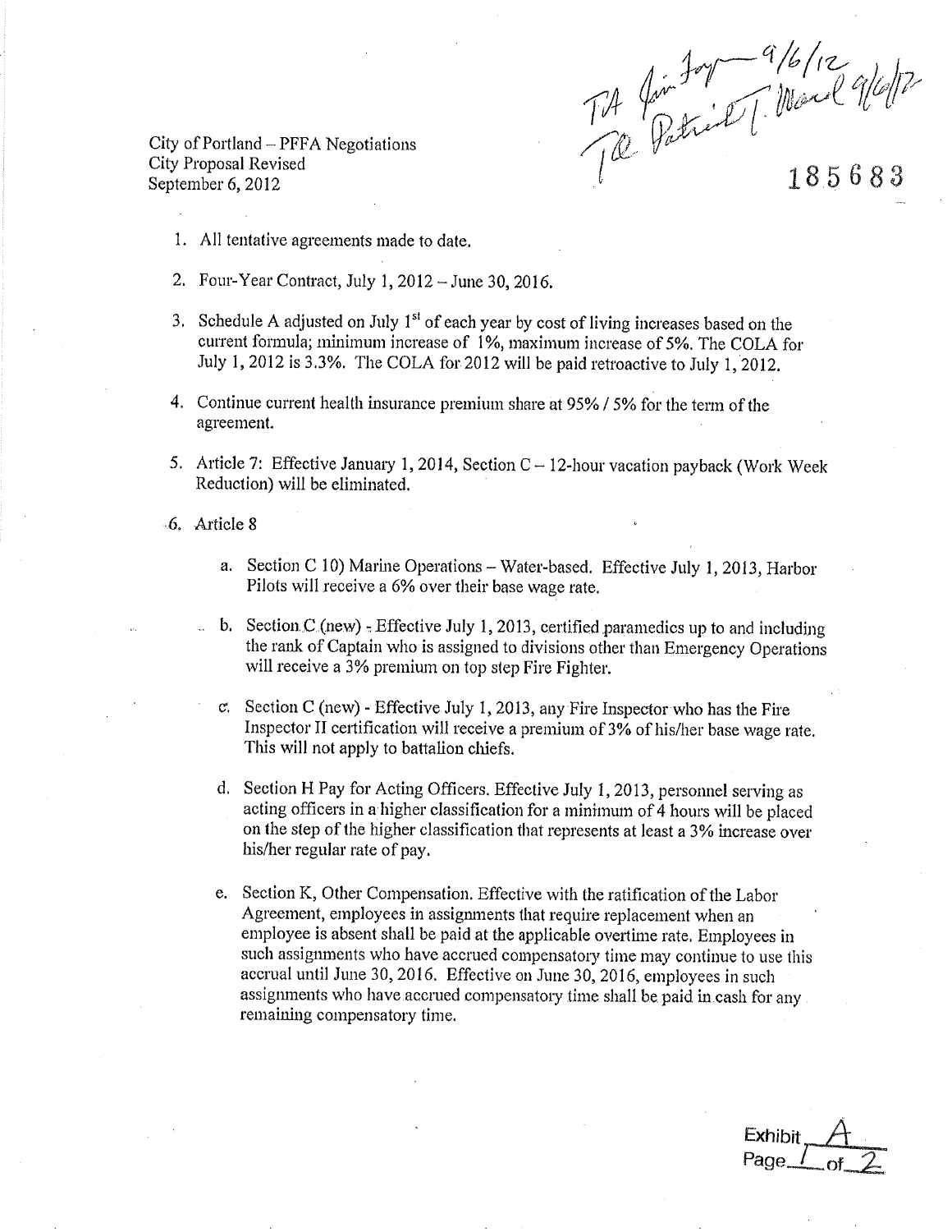TA Jim Joy 9/6/12
TA Patrick T. Ward 9/6/12

185683

City of Portland – PFFA Negotiations
City Proposal Revised
September 6, 2012

1. All tentative agreements made to date.

2. Four-Year Contract, July 1, 2012 – June 30, 2016.

3. Schedule A adjusted on July 1st of each year by cost of living increases based on the current formula; minimum increase of 1%, maximum increase of 5%. The COLA for July 1, 2012 is 3.3%. The COLA for 2012 will be paid retroactive to July 1, 2012.

4. Continue current health insurance premium share at 95% / 5% for the term of the agreement.

5. Article 7: Effective January 1, 2014, Section C – 12-hour vacation payback (Work Week Reduction) will be eliminated.

6. Article 8

   a. Section C 10) Marine Operations – Water-based. Effective July 1, 2013, Harbor Pilots will receive a 6% over their base wage rate.

   b. Section C (new) - Effective July 1, 2013, certified paramedics up to and including the rank of Captain who is assigned to divisions other than Emergency Operations will receive a 3% premium on top step Fire Fighter.

   c. Section C (new) - Effective July 1, 2013, any Fire Inspector who has the Fire Inspector II certification will receive a premium of 3% of his/her base wage rate. This will not apply to battalion chiefs.

   d. Section H Pay for Acting Officers. Effective July 1, 2013, personnel serving as acting officers in a higher classification for a minimum of 4 hours will be placed on the step of the higher classification that represents at least a 3% increase over his/her regular rate of pay.

   e. Section K, Other Compensation. Effective with the ratification of the Labor Agreement, employees in assignments that require replacement when an employee is absent shall be paid at the applicable overtime rate. Employees in such assignments who have accrued compensatory time may continue to use this accrual until June 30, 2016. Effective on June 30, 2016, employees in such assignments who have accrued compensatory time shall be paid in cash for any remaining compensatory time.

Exhibit A
Page 1 of 2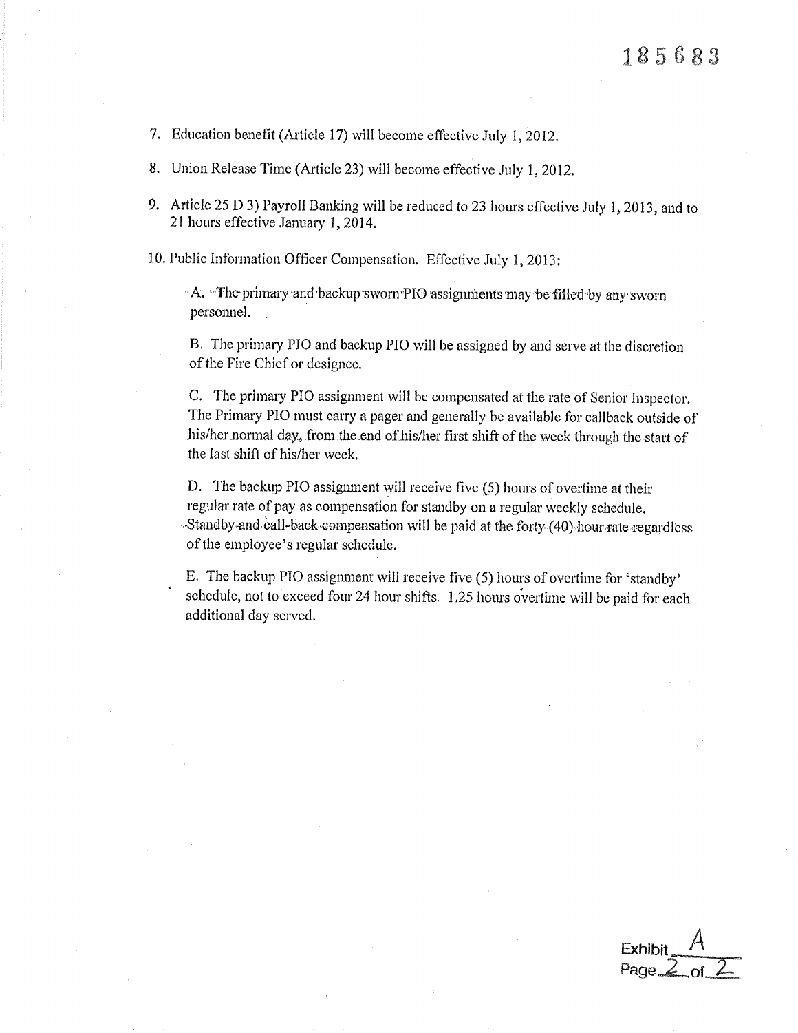185683

7. Education benefit (Article 17) will become effective July 1, 2012.

8. Union Release Time (Article 23) will become effective July 1, 2012.

9. Article 25 D 3) Payroll Banking will be reduced to 23 hours effective July 1, 2013, and to 21 hours effective January 1, 2014.

10. Public Information Officer Compensation. Effective July 1, 2013:

    A. The primary and backup sworn PIO assignments may be filled by any sworn personnel.

    B. The primary PIO and backup PIO will be assigned by and serve at the discretion of the Fire Chief or designee.

    C. The primary PIO assignment will be compensated at the rate of Senior Inspector. The Primary PIO must carry a pager and generally be available for callback outside of his/her normal day, from the end of his/her first shift of the week through the start of the last shift of his/her week.

    D. The backup PIO assignment will receive five (5) hours of overtime at their regular rate of pay as compensation for standby on a regular weekly schedule. Standby and call-back compensation will be paid at the forty (40) hour rate regardless of the employee's regular schedule.

    E. The backup PIO assignment will receive five (5) hours of overtime for 'standby' schedule, not to exceed four 24 hour shifts. 1.25 hours overtime will be paid for each additional day served.

Exhibit A